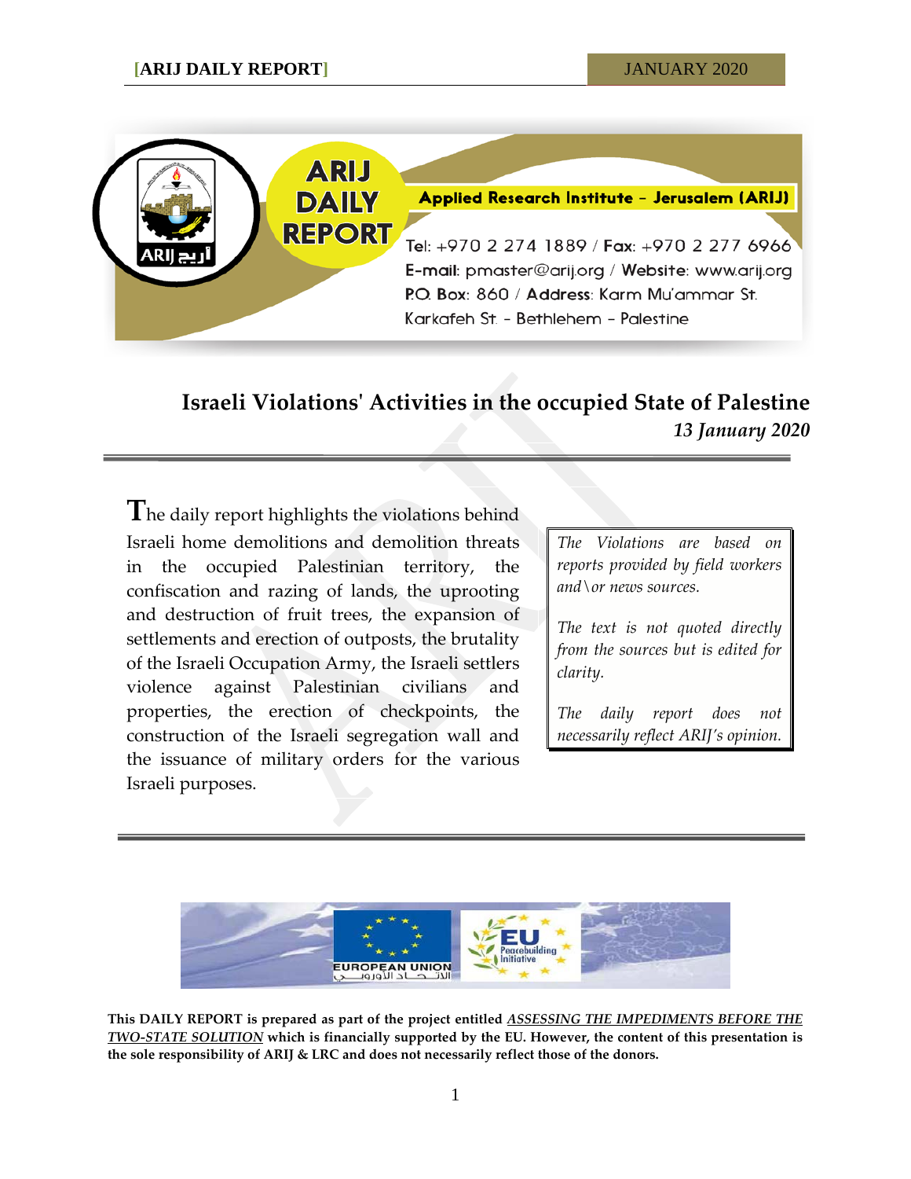**Applied Research Institute - Jerusalem (ARIJ)**

Tel: +970 2 274 1889 / Fax: +970 2 277 6966
E-mail: pmaster@arij.org / Website: www.arij.org
P.O. Box: 860 / Address: Karm Mu'ammar St.
Karkafeh St. - Bethlehem - Palestine

# Israeli Violations' Activities in the occupied State of Palestine

*13 January 2020*

The daily report highlights the violations behind Israeli home demolitions and demolition threats in the occupied Palestinian territory, the confiscation and razing of lands, the uprooting and destruction of fruit trees, the expansion of settlements and erection of outposts, the brutality of the Israeli Occupation Army, the Israeli settlers violence against Palestinian civilians and properties, the erection of checkpoints, the construction of the Israeli segregation wall and the issuance of military orders for the various Israeli purposes.

*The Violations are based on reports provided by field workers and\or news sources.*

*The text is not quoted directly from the sources but is edited for clarity.*

*The daily report does not necessarily reflect ARIJ's opinion.*

**This DAILY REPORT is prepared as part of the project entitled *ASSESSING THE IMPEDIMENTS BEFORE THE TWO-STATE SOLUTION* which is financially supported by the EU. However, the content of this presentation is the sole responsibility of ARIJ & LRC and does not necessarily reflect those of the donors.**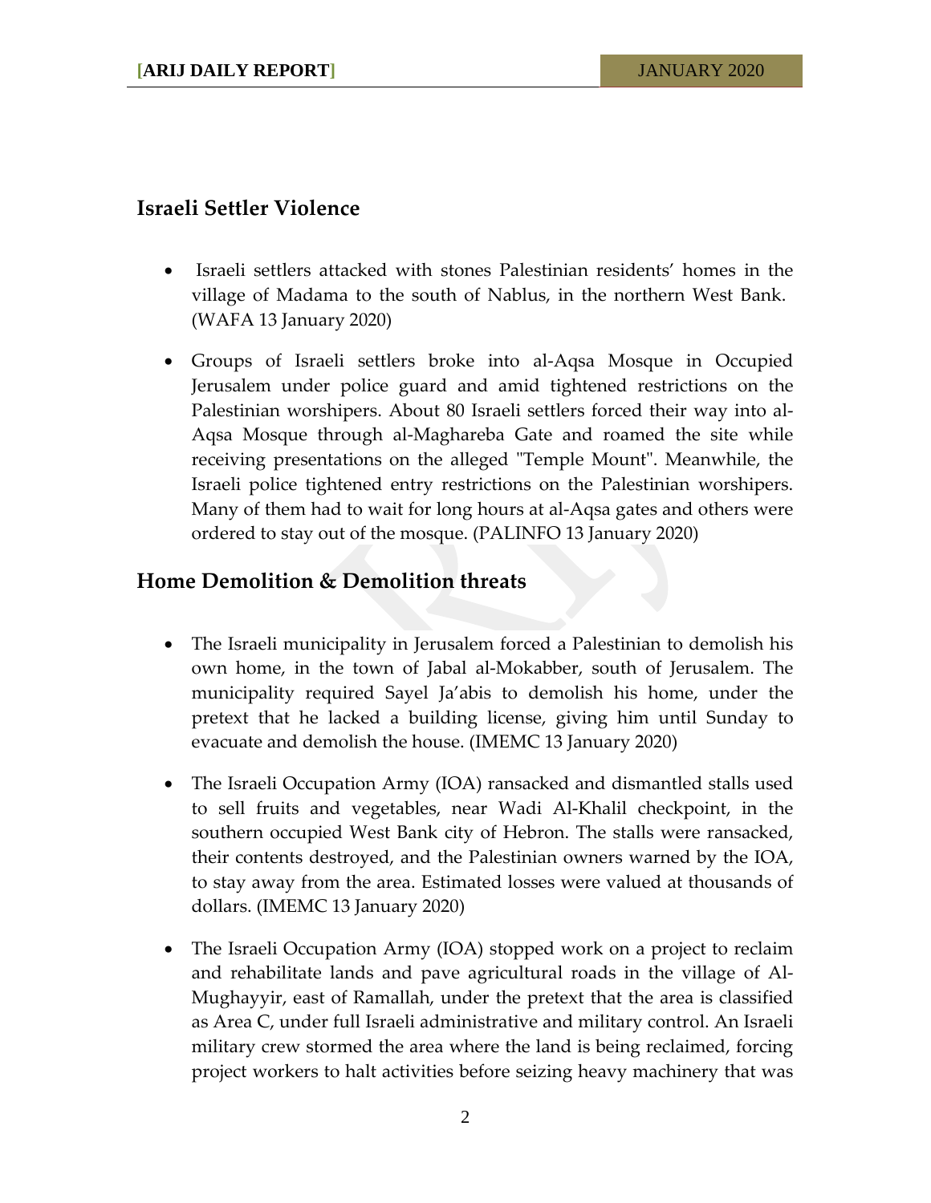## Israeli Settler Violence

- Israeli settlers attacked with stones Palestinian residents' homes in the village of Madama to the south of Nablus, in the northern West Bank. (WAFA 13 January 2020)
- Groups of Israeli settlers broke into al-Aqsa Mosque in Occupied Jerusalem under police guard and amid tightened restrictions on the Palestinian worshipers. About 80 Israeli settlers forced their way into al-Aqsa Mosque through al-Maghareba Gate and roamed the site while receiving presentations on the alleged "Temple Mount". Meanwhile, the Israeli police tightened entry restrictions on the Palestinian worshipers. Many of them had to wait for long hours at al-Aqsa gates and others were ordered to stay out of the mosque. (PALINFO 13 January 2020)

## Home Demolition & Demolition threats

- The Israeli municipality in Jerusalem forced a Palestinian to demolish his own home, in the town of Jabal al-Mokabber, south of Jerusalem. The municipality required Sayel Ja'abis to demolish his home, under the pretext that he lacked a building license, giving him until Sunday to evacuate and demolish the house. (IMEMC 13 January 2020)
- The Israeli Occupation Army (IOA) ransacked and dismantled stalls used to sell fruits and vegetables, near Wadi Al-Khalil checkpoint, in the southern occupied West Bank city of Hebron. The stalls were ransacked, their contents destroyed, and the Palestinian owners warned by the IOA, to stay away from the area. Estimated losses were valued at thousands of dollars. (IMEMC 13 January 2020)
- The Israeli Occupation Army (IOA) stopped work on a project to reclaim and rehabilitate lands and pave agricultural roads in the village of Al-Mughayyir, east of Ramallah, under the pretext that the area is classified as Area C, under full Israeli administrative and military control. An Israeli military crew stormed the area where the land is being reclaimed, forcing project workers to halt activities before seizing heavy machinery that was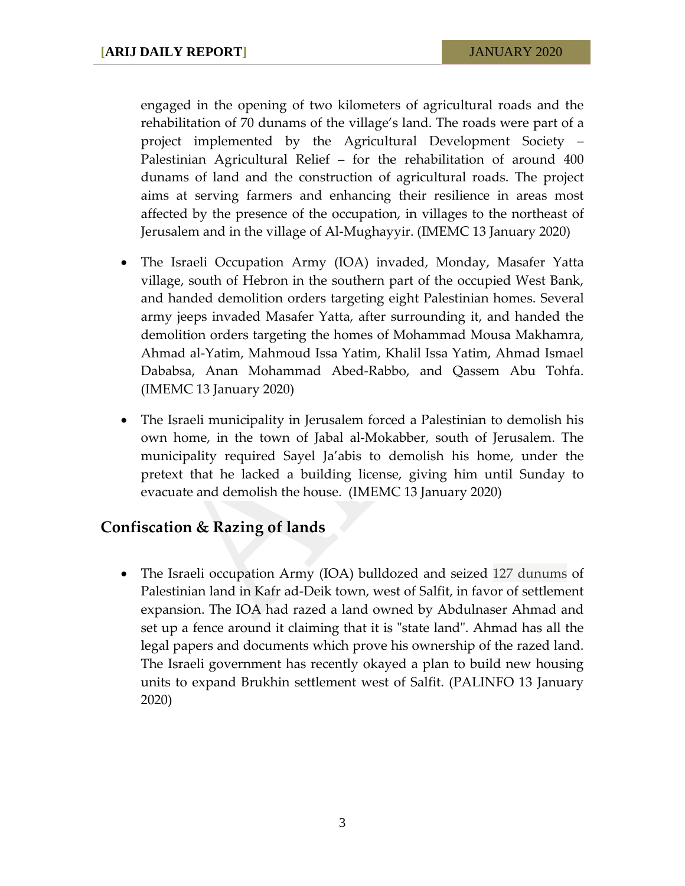engaged in the opening of two kilometers of agricultural roads and the rehabilitation of 70 dunams of the village's land. The roads were part of a project implemented by the Agricultural Development Society – Palestinian Agricultural Relief – for the rehabilitation of around 400 dunams of land and the construction of agricultural roads. The project aims at serving farmers and enhancing their resilience in areas most affected by the presence of the occupation, in villages to the northeast of Jerusalem and in the village of Al-Mughayyir. (IMEMC 13 January 2020)

- The Israeli Occupation Army (IOA) invaded, Monday, Masafer Yatta village, south of Hebron in the southern part of the occupied West Bank, and handed demolition orders targeting eight Palestinian homes. Several army jeeps invaded Masafer Yatta, after surrounding it, and handed the demolition orders targeting the homes of Mohammad Mousa Makhamra, Ahmad al-Yatim, Mahmoud Issa Yatim, Khalil Issa Yatim, Ahmad Ismael Dababsa, Anan Mohammad Abed-Rabbo, and Qassem Abu Tohfa. (IMEMC 13 January 2020)
- The Israeli municipality in Jerusalem forced a Palestinian to demolish his own home, in the town of Jabal al-Mokabber, south of Jerusalem. The municipality required Sayel Ja'abis to demolish his home, under the pretext that he lacked a building license, giving him until Sunday to evacuate and demolish the house. (IMEMC 13 January 2020)

## Confiscation & Razing of lands

- The Israeli occupation Army (IOA) bulldozed and seized 127 dunums of Palestinian land in Kafr ad-Deik town, west of Salfit, in favor of settlement expansion. The IOA had razed a land owned by Abdulnaser Ahmad and set up a fence around it claiming that it is "state land". Ahmad has all the legal papers and documents which prove his ownership of the razed land. The Israeli government has recently okayed a plan to build new housing units to expand Brukhin settlement west of Salfit. (PALINFO 13 January 2020)